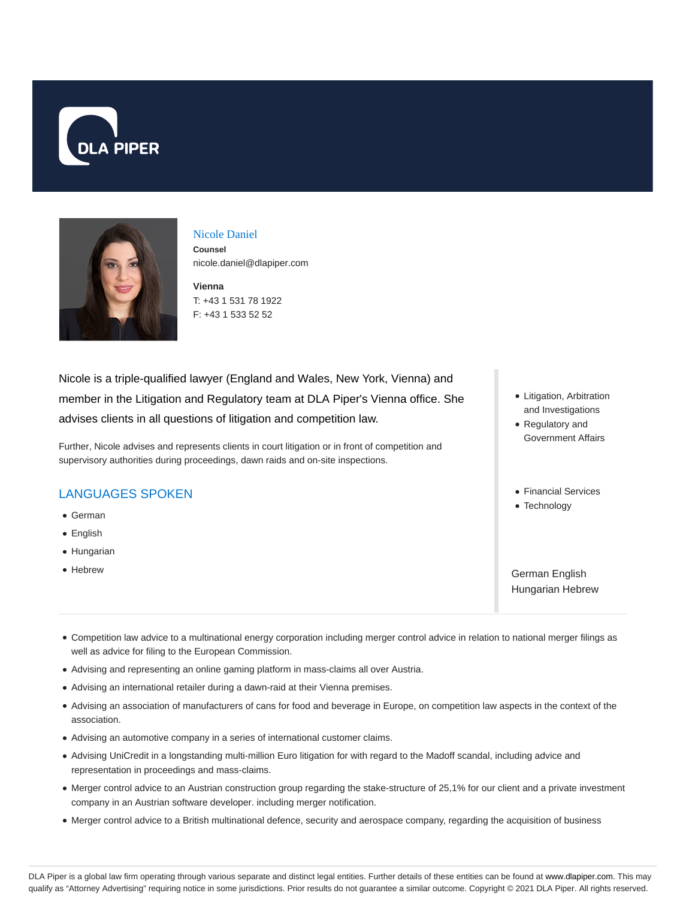DLA PIPER

# Nicole Daniel

**Counsel**
nicole.daniel@dlapiper.com

**Vienna**
T: +43 1 531 78 1922
F: +43 1 533 52 52

Nicole is a triple-qualified lawyer (England and Wales, New York, Vienna) and member in the Litigation and Regulatory team at DLA Piper's Vienna office. She advises clients in all questions of litigation and competition law.

Further, Nicole advises and represents clients in court litigation or in front of competition and supervisory authorities during proceedings, dawn raids and on-site inspections.

## LANGUAGES SPOKEN

- German
- English
- Hungarian
- Hebrew

- Litigation, Arbitration and Investigations
- Regulatory and Government Affairs

- Financial Services
- Technology

German English
Hungarian Hebrew

- Competition law advice to a multinational energy corporation including merger control advice in relation to national merger filings as well as advice for filing to the European Commission.
- Advising and representing an online gaming platform in mass-claims all over Austria.
- Advising an international retailer during a dawn-raid at their Vienna premises.
- Advising an association of manufacturers of cans for food and beverage in Europe, on competition law aspects in the context of the association.
- Advising an automotive company in a series of international customer claims.
- Advising UniCredit in a longstanding multi-million Euro litigation for with regard to the Madoff scandal, including advice and representation in proceedings and mass-claims.
- Merger control advice to an Austrian construction group regarding the stake-structure of 25,1% for our client and a private investment company in an Austrian software developer. including merger notification.
- Merger control advice to a British multinational defence, security and aerospace company, regarding the acquisition of business

DLA Piper is a global law firm operating through various separate and distinct legal entities. Further details of these entities can be found at www.dlapiper.com. This may qualify as "Attorney Advertising" requiring notice in some jurisdictions. Prior results do not guarantee a similar outcome. Copyright © 2021 DLA Piper. All rights reserved.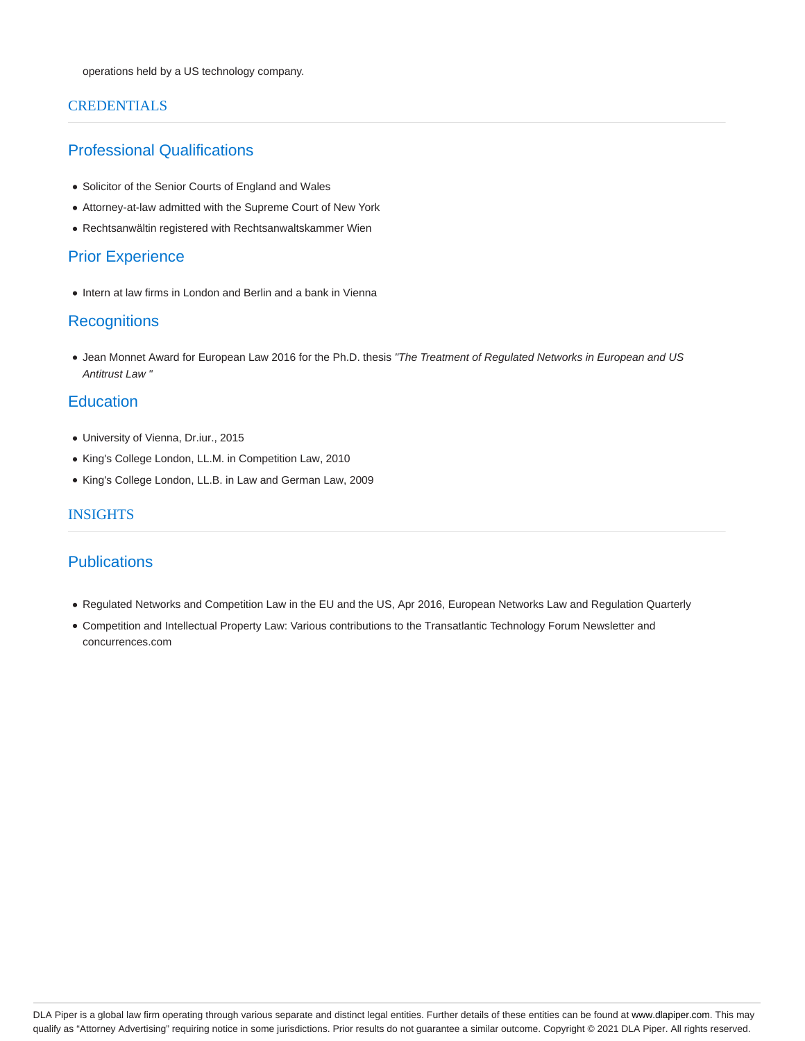operations held by a US technology company.

## CREDENTIALS

### Professional Qualifications

- Solicitor of the Senior Courts of England and Wales
- Attorney-at-law admitted with the Supreme Court of New York
- Rechtsanwältin registered with Rechtsanwaltskammer Wien

### Prior Experience

- Intern at law firms in London and Berlin and a bank in Vienna

### Recognitions

- Jean Monnet Award for European Law 2016 for the Ph.D. thesis *"The Treatment of Regulated Networks in European and US Antitrust Law "*

### Education

- University of Vienna, Dr.iur., 2015
- King's College London, LL.M. in Competition Law, 2010
- King's College London, LL.B. in Law and German Law, 2009

## INSIGHTS

### Publications

- Regulated Networks and Competition Law in the EU and the US, Apr 2016, European Networks Law and Regulation Quarterly
- Competition and Intellectual Property Law: Various contributions to the Transatlantic Technology Forum Newsletter and concurrences.com

DLA Piper is a global law firm operating through various separate and distinct legal entities. Further details of these entities can be found at www.dlapiper.com. This may qualify as "Attorney Advertising" requiring notice in some jurisdictions. Prior results do not guarantee a similar outcome. Copyright © 2021 DLA Piper. All rights reserved.